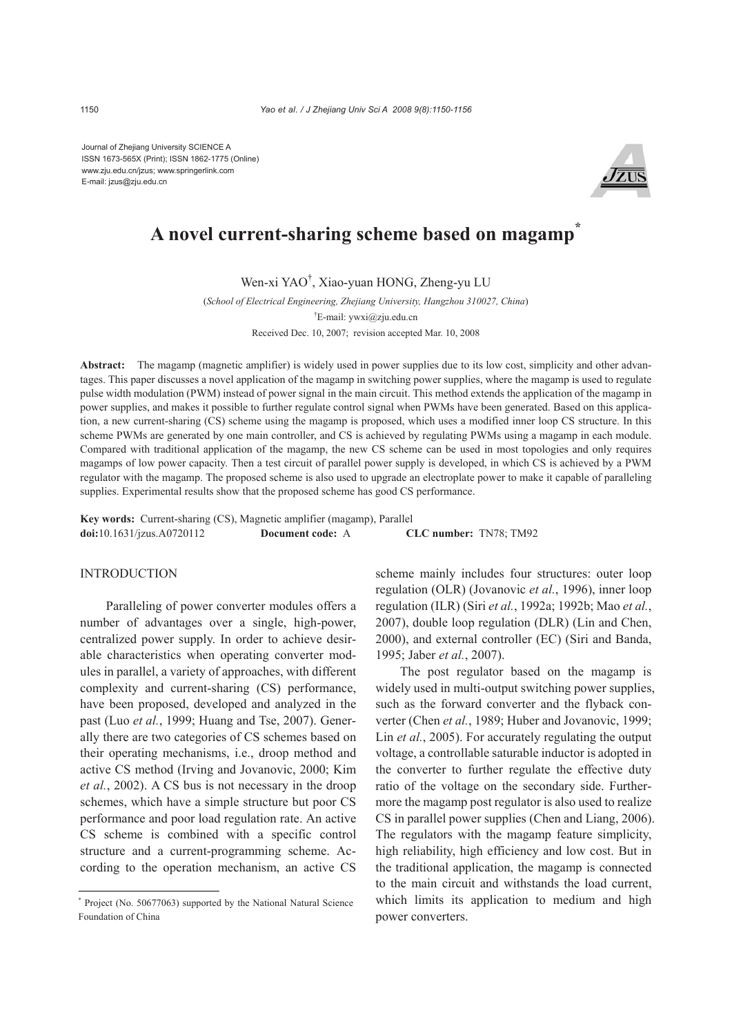Journal of Zhejiang University SCIENCE A
ISSN 1673-565X (Print); ISSN 1862-1775 (Online)
www.zju.edu.cn/jzus; www.springerlink.com
E-mail: jzus@zju.edu.cn

# A novel current-sharing scheme based on magamp*

Wen-xi YAO†, Xiao-yuan HONG, Zheng-yu LU

(*School of Electrical Engineering, Zhejiang University, Hangzhou 310027, China*)

†E-mail: ywxi@zju.edu.cn

Received Dec. 10, 2007; revision accepted Mar. 10, 2008

**Abstract:** The magamp (magnetic amplifier) is widely used in power supplies due to its low cost, simplicity and other advantages. This paper discusses a novel application of the magamp in switching power supplies, where the magamp is used to regulate pulse width modulation (PWM) instead of power signal in the main circuit. This method extends the application of the magamp in power supplies, and makes it possible to further regulate control signal when PWMs have been generated. Based on this application, a new current-sharing (CS) scheme using the magamp is proposed, which uses a modified inner loop CS structure. In this scheme PWMs are generated by one main controller, and CS is achieved by regulating PWMs using a magamp in each module. Compared with traditional application of the magamp, the new CS scheme can be used in most topologies and only requires magamps of low power capacity. Then a test circuit of parallel power supply is developed, in which CS is achieved by a PWM regulator with the magamp. The proposed scheme is also used to upgrade an electroplate power to make it capable of paralleling supplies. Experimental results show that the proposed scheme has good CS performance.

**Key words:** Current-sharing (CS), Magnetic amplifier (magamp), Parallel

**doi:**10.1631/jzus.A0720112 **Document code:** A **CLC number:** TN78; TM92

## INTRODUCTION

Paralleling of power converter modules offers a number of advantages over a single, high-power, centralized power supply. In order to achieve desirable characteristics when operating converter modules in parallel, a variety of approaches, with different complexity and current-sharing (CS) performance, have been proposed, developed and analyzed in the past (Luo *et al.*, 1999; Huang and Tse, 2007). Generally there are two categories of CS schemes based on their operating mechanisms, i.e., droop method and active CS method (Irving and Jovanovic, 2000; Kim *et al.*, 2002). A CS bus is not necessary in the droop schemes, which have a simple structure but poor CS performance and poor load regulation rate. An active CS scheme is combined with a specific control structure and a current-programming scheme. According to the operation mechanism, an active CS scheme mainly includes four structures: outer loop regulation (OLR) (Jovanovic *et al.*, 1996), inner loop regulation (ILR) (Siri *et al.*, 1992a; 1992b; Mao *et al.*, 2007), double loop regulation (DLR) (Lin and Chen, 2000), and external controller (EC) (Siri and Banda, 1995; Jaber *et al.*, 2007).

The post regulator based on the magamp is widely used in multi-output switching power supplies, such as the forward converter and the flyback converter (Chen *et al.*, 1989; Huber and Jovanovic, 1999; Lin *et al.*, 2005). For accurately regulating the output voltage, a controllable saturable inductor is adopted in the converter to further regulate the effective duty ratio of the voltage on the secondary side. Furthermore the magamp post regulator is also used to realize CS in parallel power supplies (Chen and Liang, 2006). The regulators with the magamp feature simplicity, high reliability, high efficiency and low cost. But in the traditional application, the magamp is connected to the main circuit and withstands the load current, which limits its application to medium and high power converters.

* Project (No. 50677063) supported by the National Natural Science Foundation of China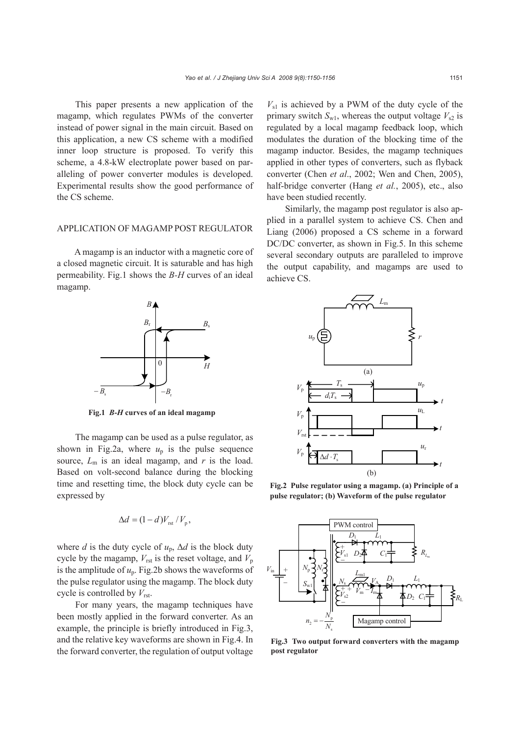This paper presents a new application of the magamp, which regulates PWMs of the converter instead of power signal in the main circuit. Based on this application, a new CS scheme with a modified inner loop structure is proposed. To verify this scheme, a 4.8-kW electroplate power based on paralleling of power converter modules is developed. Experimental results show the good performance of the CS scheme.

## APPLICATION OF MAGAMP POST REGULATOR

A magamp is an inductor with a magnetic core of a closed magnetic circuit. It is saturable and has high permeability. Fig.1 shows the *B-H* curves of an ideal magamp.

**Fig.1 *B-H* curves of an ideal magamp**

The magamp can be used as a pulse regulator, as shown in Fig.2a, where $u_p$ is the pulse sequence source, $L_m$ is an ideal magamp, and $r$ is the load. Based on volt-second balance during the blocking time and resetting time, the block duty cycle can be expressed by

$$\Delta d = (1-d)V_{rst}/V_p,$$

where $d$ is the duty cycle of $u_p$, $\Delta d$ is the block duty cycle by the magamp, $V_{rst}$ is the reset voltage, and $V_p$ is the amplitude of $u_p$. Fig.2b shows the waveforms of the pulse regulator using the magamp. The block duty cycle is controlled by $V_{rst}$.

For many years, the magamp techniques have been mostly applied in the forward converter. As an example, the principle is briefly introduced in Fig.3, and the relative key waveforms are shown in Fig.4. In the forward converter, the regulation of output voltage $V_{s1}$ is achieved by a PWM of the duty cycle of the primary switch $S_{w1}$, whereas the output voltage $V_{s2}$ is regulated by a local magamp feedback loop, which modulates the duration of the blocking time of the magamp inductor. Besides, the magamp techniques applied in other types of converters, such as flyback converter (Chen *et al*., 2002; Wen and Chen, 2005), half-bridge converter (Hang *et al.*, 2005), etc., also have been studied recently.

Similarly, the magamp post regulator is also applied in a parallel system to achieve CS. Chen and Liang (2006) proposed a CS scheme in a forward DC/DC converter, as shown in Fig.5. In this scheme several secondary outputs are paralleled to improve the output capability, and magamps are used to achieve CS.

**Fig.2 Pulse regulator using a magamp. (a) Principle of a pulse regulator; (b) Waveform of the pulse regulator**

**Fig.3 Two output forward converters with the magamp post regulator**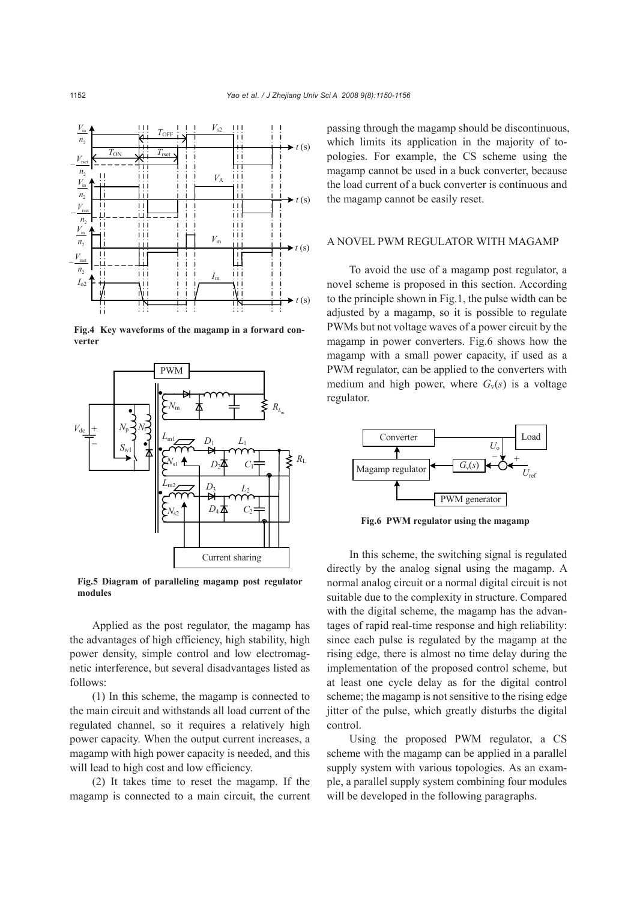Fig.4 Key waveforms of the magamp in a forward converter

Fig.5 Diagram of paralleling magamp post regulator modules

Applied as the post regulator, the magamp has the advantages of high efficiency, high stability, high power density, simple control and low electromagnetic interference, but several disadvantages listed as follows:

(1) In this scheme, the magamp is connected to the main circuit and withstands all load current of the regulated channel, so it requires a relatively high power capacity. When the output current increases, a magamp with high power capacity is needed, and this will lead to high cost and low efficiency.

(2) It takes time to reset the magamp. If the magamp is connected to a main circuit, the current passing through the magamp should be discontinuous, which limits its application in the majority of topologies. For example, the CS scheme using the magamp cannot be used in a buck converter, because the load current of a buck converter is continuous and the magamp cannot be easily reset.

## A NOVEL PWM REGULATOR WITH MAGAMP

To avoid the use of a magamp post regulator, a novel scheme is proposed in this section. According to the principle shown in Fig.1, the pulse width can be adjusted by a magamp, so it is possible to regulate PWMs but not voltage waves of a power circuit by the magamp in power converters. Fig.6 shows how the magamp with a small power capacity, if used as a PWM regulator, can be applied to the converters with medium and high power, where $G_v(s)$ is a voltage regulator.

Fig.6 PWM regulator using the magamp

In this scheme, the switching signal is regulated directly by the analog signal using the magamp. A normal analog circuit or a normal digital circuit is not suitable due to the complexity in structure. Compared with the digital scheme, the magamp has the advantages of rapid real-time response and high reliability: since each pulse is regulated by the magamp at the rising edge, there is almost no time delay during the implementation of the proposed control scheme, but at least one cycle delay as for the digital control scheme; the magamp is not sensitive to the rising edge jitter of the pulse, which greatly disturbs the digital control.

Using the proposed PWM regulator, a CS scheme with the magamp can be applied in a parallel supply system with various topologies. As an example, a parallel supply system combining four modules will be developed in the following paragraphs.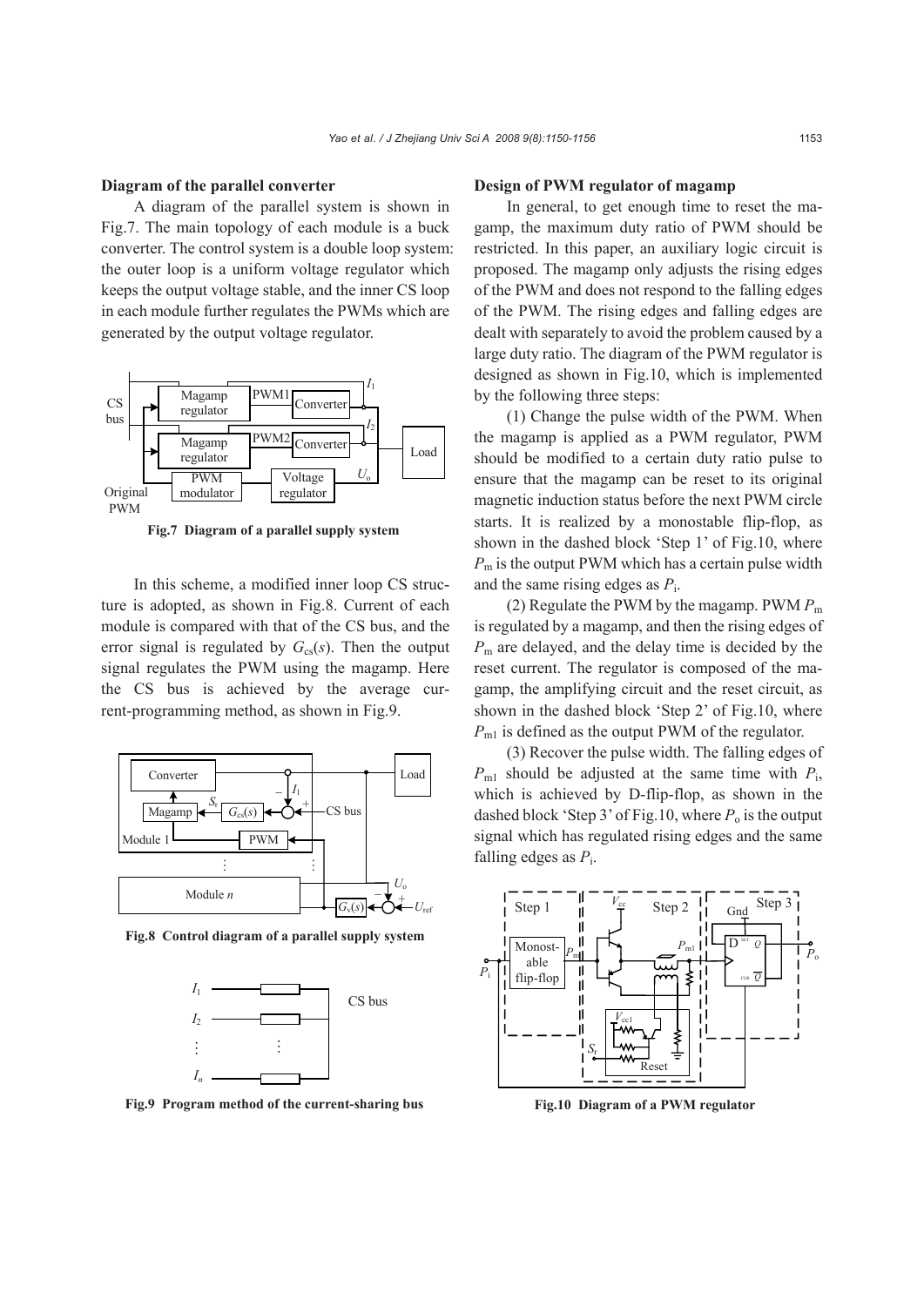**Diagram of the parallel converter**

A diagram of the parallel system is shown in Fig.7. The main topology of each module is a buck converter. The control system is a double loop system: the outer loop is a uniform voltage regulator which keeps the output voltage stable, and the inner CS loop in each module further regulates the PWMs which are generated by the output voltage regulator.

Fig.7 Diagram of a parallel supply system

In this scheme, a modified inner loop CS structure is adopted, as shown in Fig.8. Current of each module is compared with that of the CS bus, and the error signal is regulated by $G_{cs}(s)$. Then the output signal regulates the PWM using the magamp. Here the CS bus is achieved by the average current-programming method, as shown in Fig.9.

Fig.8 Control diagram of a parallel supply system

Fig.9 Program method of the current-sharing bus

**Design of PWM regulator of magamp**

In general, to get enough time to reset the magamp, the maximum duty ratio of PWM should be restricted. In this paper, an auxiliary logic circuit is proposed. The magamp only adjusts the rising edges of the PWM and does not respond to the falling edges of the PWM. The rising edges and falling edges are dealt with separately to avoid the problem caused by a large duty ratio. The diagram of the PWM regulator is designed as shown in Fig.10, which is implemented by the following three steps:

(1) Change the pulse width of the PWM. When the magamp is applied as a PWM regulator, PWM should be modified to a certain duty ratio pulse to ensure that the magamp can be reset to its original magnetic induction status before the next PWM circle starts. It is realized by a monostable flip-flop, as shown in the dashed block 'Step 1' of Fig.10, where $P_m$ is the output PWM which has a certain pulse width and the same rising edges as $P_i$.

(2) Regulate the PWM by the magamp. PWM $P_m$ is regulated by a magamp, and then the rising edges of $P_m$ are delayed, and the delay time is decided by the reset current. The regulator is composed of the magamp, the amplifying circuit and the reset circuit, as shown in the dashed block 'Step 2' of Fig.10, where $P_{m1}$ is defined as the output PWM of the regulator.

(3) Recover the pulse width. The falling edges of $P_{m1}$ should be adjusted at the same time with $P_i$, which is achieved by D-flip-flop, as shown in the dashed block 'Step 3' of Fig.10, where $P_o$ is the output signal which has regulated rising edges and the same falling edges as $P_i$.

Fig.10 Diagram of a PWM regulator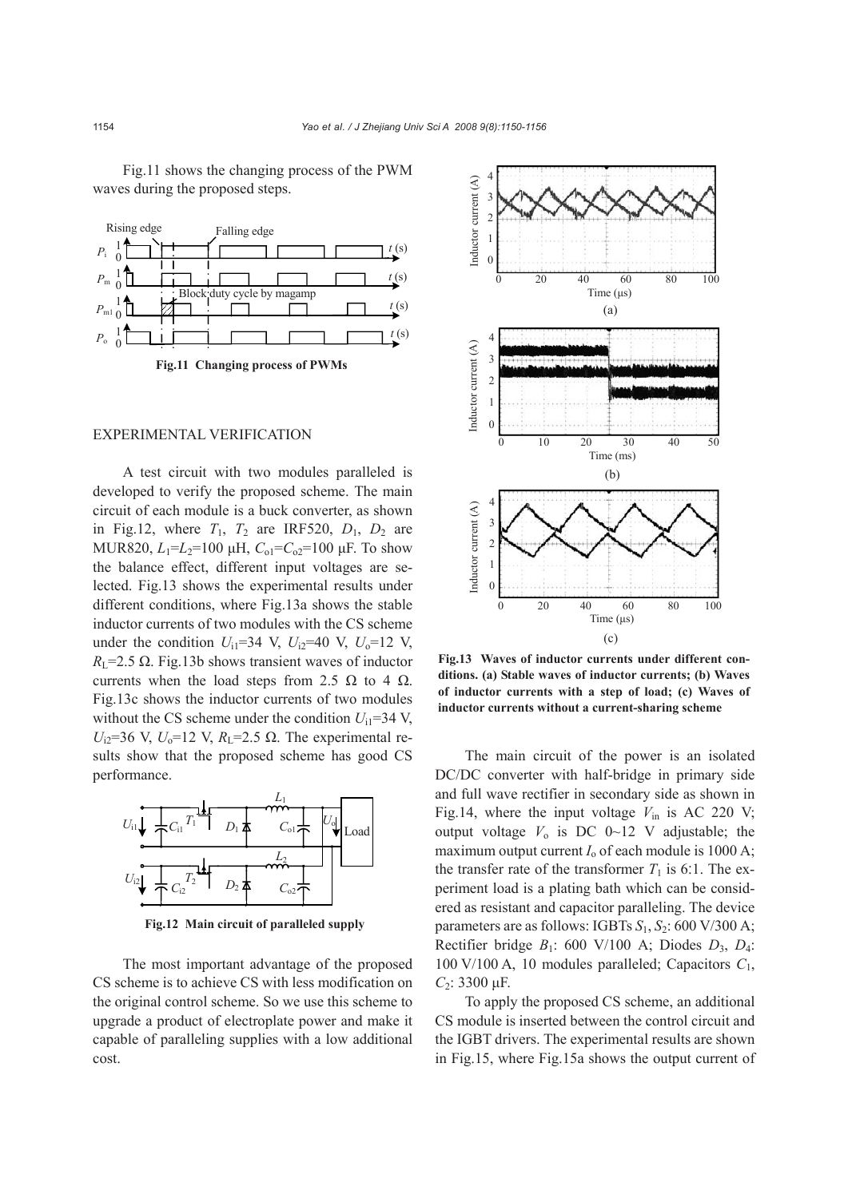Fig.11 shows the changing process of the PWM waves during the proposed steps.

Fig.11 Changing process of PWMs

## EXPERIMENTAL VERIFICATION

A test circuit with two modules paralleled is developed to verify the proposed scheme. The main circuit of each module is a buck converter, as shown in Fig.12, where $T_1$, $T_2$ are IRF520, $D_1$, $D_2$ are MUR820, $L_1$=$L_2$=100 μH, $C_{o1}$=$C_{o2}$=100 μF. To show the balance effect, different input voltages are selected. Fig.13 shows the experimental results under different conditions, where Fig.13a shows the stable inductor currents of two modules with the CS scheme under the condition $U_{i1}$=34 V, $U_{i2}$=40 V, $U_o$=12 V, $R_L$=2.5 Ω. Fig.13b shows transient waves of inductor currents when the load steps from 2.5 Ω to 4 Ω. Fig.13c shows the inductor currents of two modules without the CS scheme under the condition $U_{i1}$=34 V, $U_{i2}$=36 V, $U_o$=12 V, $R_L$=2.5 Ω. The experimental results show that the proposed scheme has good CS performance.

Fig.12 Main circuit of paralleled supply

The most important advantage of the proposed CS scheme is to achieve CS with less modification on the original control scheme. So we use this scheme to upgrade a product of electroplate power and make it capable of paralleling supplies with a low additional cost.

Fig.13 Waves of inductor currents under different conditions. (a) Stable waves of inductor currents; (b) Waves of inductor currents with a step of load; (c) Waves of inductor currents without a current-sharing scheme

The main circuit of the power is an isolated DC/DC converter with half-bridge in primary side and full wave rectifier in secondary side as shown in Fig.14, where the input voltage $V_{in}$ is AC 220 V; output voltage $V_o$ is DC 0~12 V adjustable; the maximum output current $I_o$ of each module is 1000 A; the transfer rate of the transformer $T_1$ is 6:1. The experiment load is a plating bath which can be considered as resistant and capacitor paralleling. The device parameters are as follows: IGBTs $S_1$, $S_2$: 600 V/300 A; Rectifier bridge $B_1$: 600 V/100 A; Diodes $D_3$, $D_4$: 100 V/100 A, 10 modules paralleled; Capacitors $C_1$, $C_2$: 3300 μF.

To apply the proposed CS scheme, an additional CS module is inserted between the control circuit and the IGBT drivers. The experimental results are shown in Fig.15, where Fig.15a shows the output current of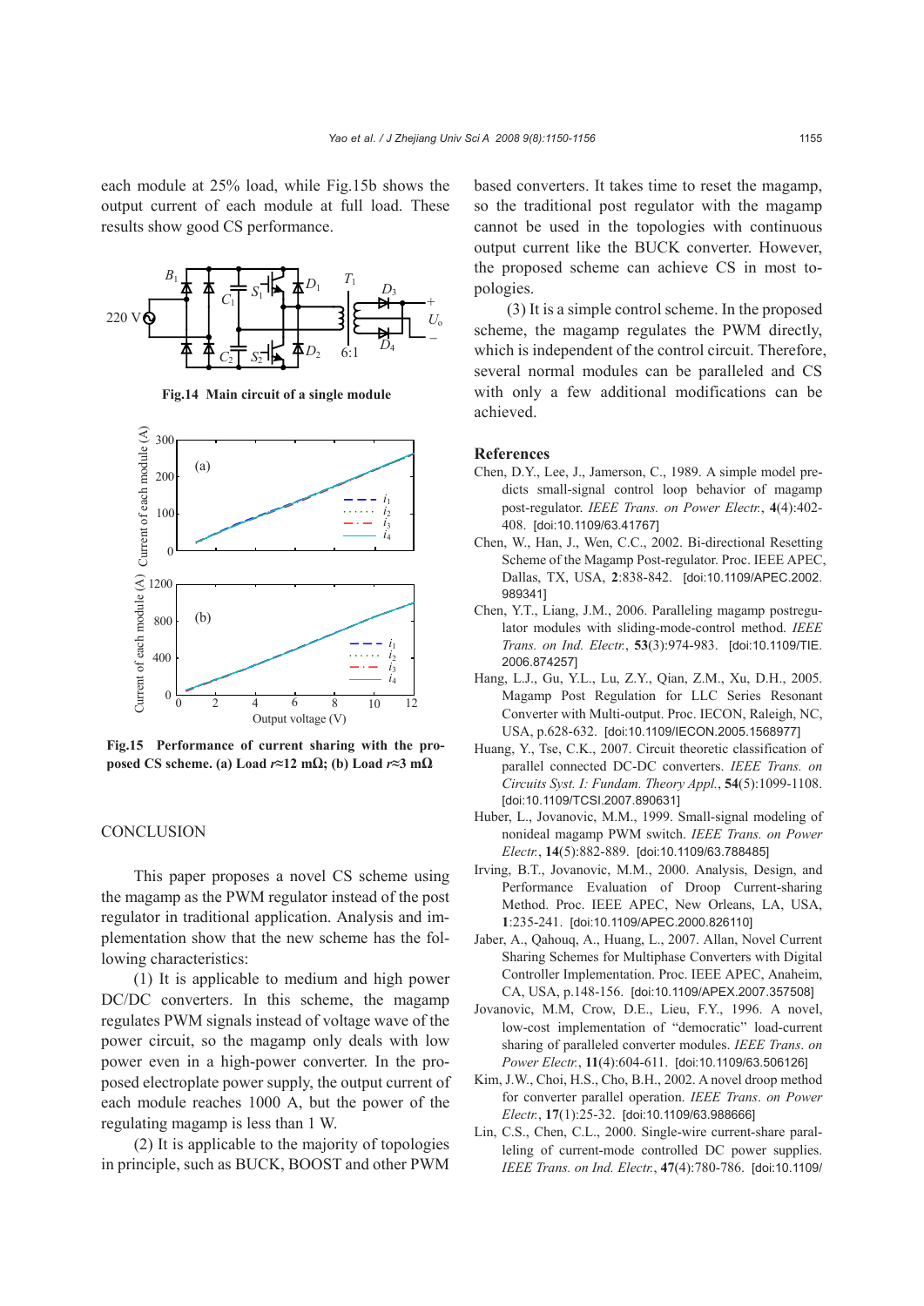each module at 25% load, while Fig.15b shows the output current of each module at full load. These results show good CS performance.

Fig.14 Main circuit of a single module

Fig.15 Performance of current sharing with the proposed CS scheme. (a) Load $r$≈12 mΩ; (b) Load $r$≈3 mΩ

## CONCLUSION

This paper proposes a novel CS scheme using the magamp as the PWM regulator instead of the post regulator in traditional application. Analysis and implementation show that the new scheme has the following characteristics:

(1) It is applicable to medium and high power DC/DC converters. In this scheme, the magamp regulates PWM signals instead of voltage wave of the power circuit, so the magamp only deals with low power even in a high-power converter. In the proposed electroplate power supply, the output current of each module reaches 1000 A, but the power of the regulating magamp is less than 1 W.

(2) It is applicable to the majority of topologies in principle, such as BUCK, BOOST and other PWM based converters. It takes time to reset the magamp, so the traditional post regulator with the magamp cannot be used in the topologies with continuous output current like the BUCK converter. However, the proposed scheme can achieve CS in most topologies.

(3) It is a simple control scheme. In the proposed scheme, the magamp regulates the PWM directly, which is independent of the control circuit. Therefore, several normal modules can be paralleled and CS with only a few additional modifications can be achieved.

## References

Chen, D.Y., Lee, J., Jamerson, C., 1989. A simple model predicts small-signal control loop behavior of magamp post-regulator. *IEEE Trans. on Power Electr.*, **4**(4):402-408. [doi:10.1109/63.41767]

Chen, W., Han, J., Wen, C.C., 2002. Bi-directional Resetting Scheme of the Magamp Post-regulator. Proc. IEEE APEC, Dallas, TX, USA, **2**:838-842. [doi:10.1109/APEC.2002.989341]

Chen, Y.T., Liang, J.M., 2006. Paralleling magamp postregulator modules with sliding-mode-control method. *IEEE Trans. on Ind. Electr.*, **53**(3):974-983. [doi:10.1109/TIE.2006.874257]

Hang, L.J., Gu, Y.L., Lu, Z.Y., Qian, Z.M., Xu, D.H., 2005. Magamp Post Regulation for LLC Series Resonant Converter with Multi-output. Proc. IECON, Raleigh, NC, USA, p.628-632. [doi:10.1109/IECON.2005.1568977]

Huang, Y., Tse, C.K., 2007. Circuit theoretic classification of parallel connected DC-DC converters. *IEEE Trans. on Circuits Syst. I: Fundam. Theory Appl.*, **54**(5):1099-1108. [doi:10.1109/TCSI.2007.890631]

Huber, L., Jovanovic, M.M., 1999. Small-signal modeling of nonideal magamp PWM switch. *IEEE Trans. on Power Electr.*, **14**(5):882-889. [doi:10.1109/63.788485]

Irving, B.T., Jovanovic, M.M., 2000. Analysis, Design, and Performance Evaluation of Droop Current-sharing Method. Proc. IEEE APEC, New Orleans, LA, USA, **1**:235-241. [doi:10.1109/APEC.2000.826110]

Jaber, A., Qahouq, A., Huang, L., 2007. Allan, Novel Current Sharing Schemes for Multiphase Converters with Digital Controller Implementation. Proc. IEEE APEC, Anaheim, CA, USA, p.148-156. [doi:10.1109/APEX.2007.357508]

Jovanovic, M.M, Crow, D.E., Lieu, F.Y., 1996. A novel, low-cost implementation of "democratic" load-current sharing of paralleled converter modules. *IEEE Trans. on Power Electr.*, **11**(4):604-611. [doi:10.1109/63.506126]

Kim, J.W., Choi, H.S., Cho, B.H., 2002. A novel droop method for converter parallel operation. *IEEE Trans. on Power Electr.*, **17**(1):25-32. [doi:10.1109/63.988666]

Lin, C.S., Chen, C.L., 2000. Single-wire current-share paralleling of current-mode controlled DC power supplies. *IEEE Trans. on Ind. Electr.*, **47**(4):780-786. [doi:10.1109/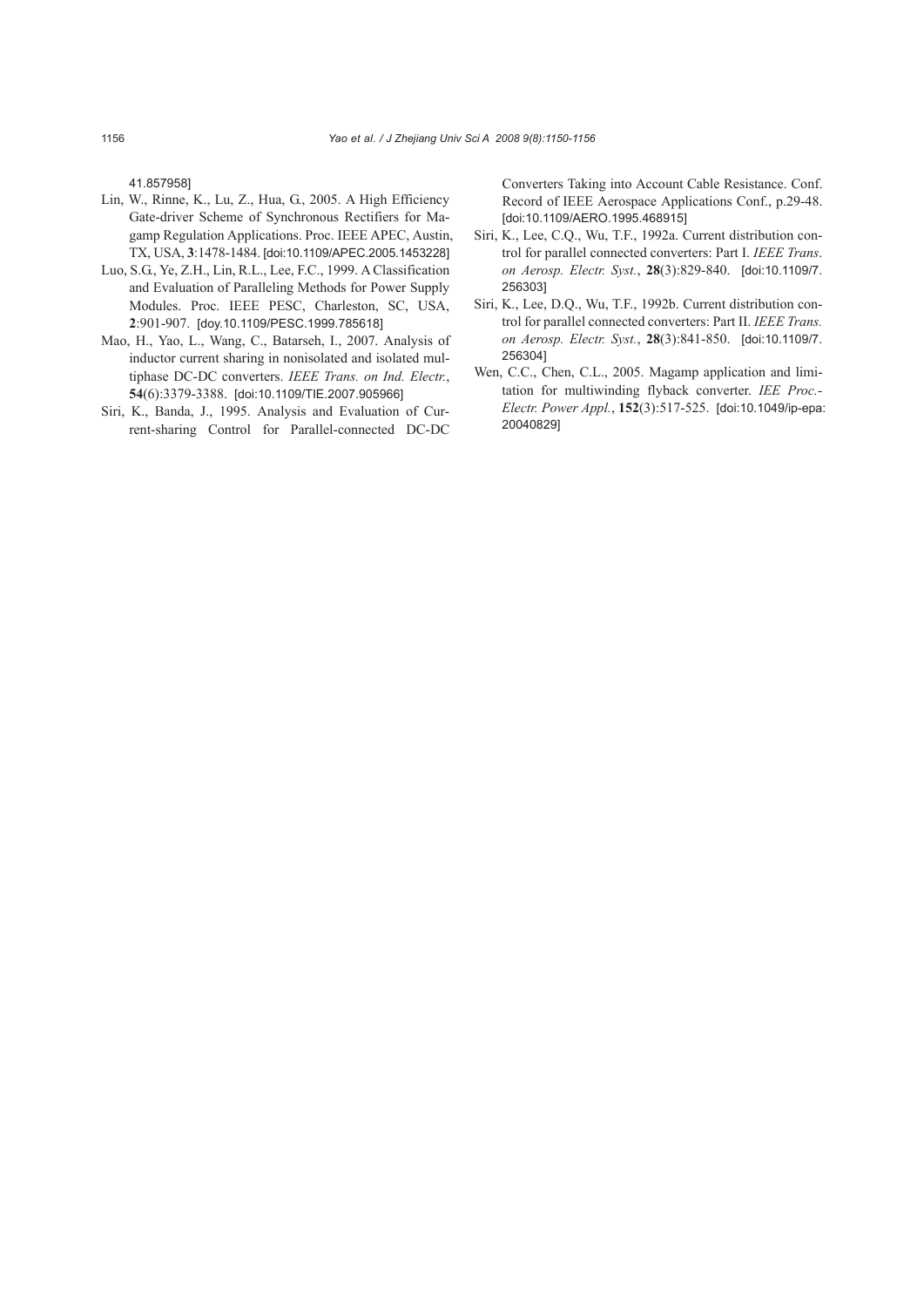41.857958]

Lin, W., Rinne, K., Lu, Z., Hua, G., 2005. A High Efficiency Gate-driver Scheme of Synchronous Rectifiers for Magamp Regulation Applications. Proc. IEEE APEC, Austin, TX, USA, **3**:1478-1484. [doi:10.1109/APEC.2005.1453228]

Luo, S.G., Ye, Z.H., Lin, R.L., Lee, F.C., 1999. A Classification and Evaluation of Paralleling Methods for Power Supply Modules. Proc. IEEE PESC, Charleston, SC, USA, **2**:901-907. [doy.10.1109/PESC.1999.785618]

Mao, H., Yao, L., Wang, C., Batarseh, I., 2007. Analysis of inductor current sharing in nonisolated and isolated multiphase DC-DC converters. *IEEE Trans. on Ind. Electr.*, **54**(6):3379-3388. [doi:10.1109/TIE.2007.905966]

Siri, K., Banda, J., 1995. Analysis and Evaluation of Current-sharing Control for Parallel-connected DC-DC Converters Taking into Account Cable Resistance. Conf. Record of IEEE Aerospace Applications Conf., p.29-48. [doi:10.1109/AERO.1995.468915]

Siri, K., Lee, C.Q., Wu, T.F., 1992a. Current distribution control for parallel connected converters: Part I. *IEEE Trans. on Aerosp. Electr. Syst.*, **28**(3):829-840. [doi:10.1109/7.256303]

Siri, K., Lee, D.Q., Wu, T.F., 1992b. Current distribution control for parallel connected converters: Part II. *IEEE Trans. on Aerosp. Electr. Syst.*, **28**(3):841-850. [doi:10.1109/7.256304]

Wen, C.C., Chen, C.L., 2005. Magamp application and limitation for multiwinding flyback converter. *IEE Proc.-Electr. Power Appl.*, **152**(3):517-525. [doi:10.1049/ip-epa:20040829]